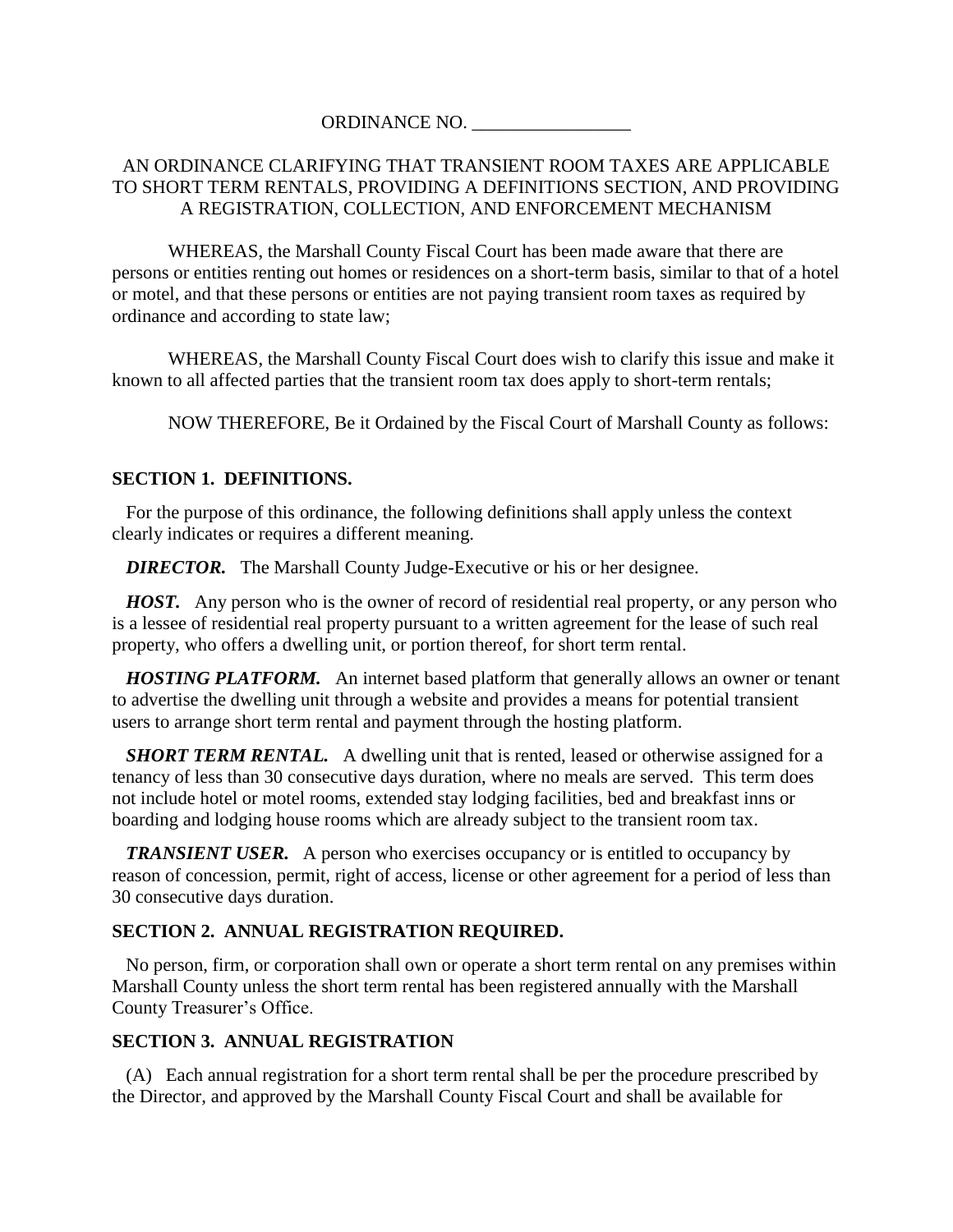ORDINANCE NO. _________________

AN ORDINANCE CLARIFYING THAT TRANSIENT ROOM TAXES ARE APPLICABLE TO SHORT TERM RENTALS, PROVIDING A DEFINITIONS SECTION, AND PROVIDING A REGISTRATION, COLLECTION, AND ENFORCEMENT MECHANISM

WHEREAS, the Marshall County Fiscal Court has been made aware that there are persons or entities renting out homes or residences on a short-term basis, similar to that of a hotel or motel, and that these persons or entities are not paying transient room taxes as required by ordinance and according to state law;

WHEREAS, the Marshall County Fiscal Court does wish to clarify this issue and make it known to all affected parties that the transient room tax does apply to short-term rentals;

NOW THEREFORE, Be it Ordained by the Fiscal Court of Marshall County as follows:

**SECTION 1. DEFINITIONS.**

For the purpose of this ordinance, the following definitions shall apply unless the context clearly indicates or requires a different meaning.

***DIRECTOR.*** The Marshall County Judge-Executive or his or her designee.

***HOST.*** Any person who is the owner of record of residential real property, or any person who is a lessee of residential real property pursuant to a written agreement for the lease of such real property, who offers a dwelling unit, or portion thereof, for short term rental.

***HOSTING PLATFORM.*** An internet based platform that generally allows an owner or tenant to advertise the dwelling unit through a website and provides a means for potential transient users to arrange short term rental and payment through the hosting platform.

***SHORT TERM RENTAL.*** A dwelling unit that is rented, leased or otherwise assigned for a tenancy of less than 30 consecutive days duration, where no meals are served. This term does not include hotel or motel rooms, extended stay lodging facilities, bed and breakfast inns or boarding and lodging house rooms which are already subject to the transient room tax.

***TRANSIENT USER.*** A person who exercises occupancy or is entitled to occupancy by reason of concession, permit, right of access, license or other agreement for a period of less than 30 consecutive days duration.

**SECTION 2. ANNUAL REGISTRATION REQUIRED.**

No person, firm, or corporation shall own or operate a short term rental on any premises within Marshall County unless the short term rental has been registered annually with the Marshall County Treasurer's Office.

**SECTION 3. ANNUAL REGISTRATION**

(A) Each annual registration for a short term rental shall be per the procedure prescribed by the Director, and approved by the Marshall County Fiscal Court and shall be available for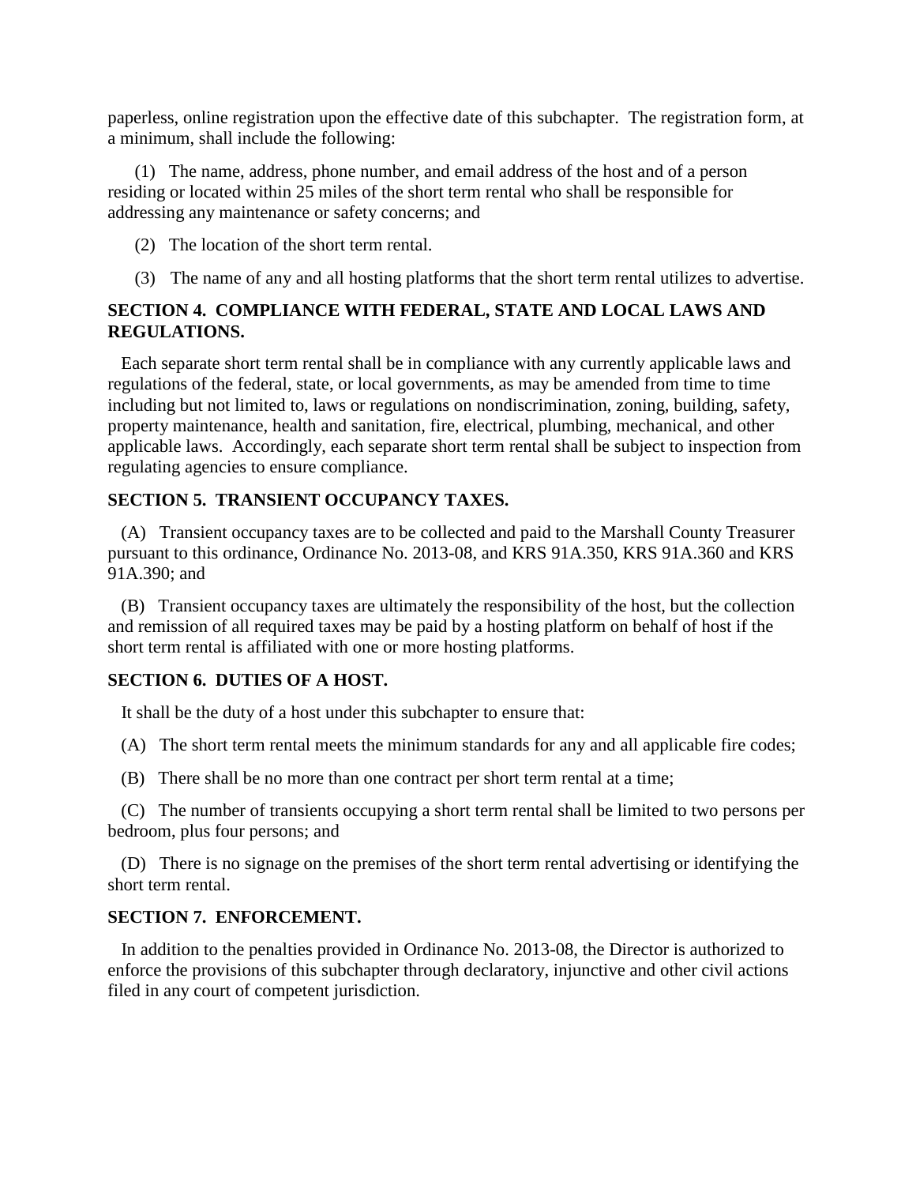paperless, online registration upon the effective date of this subchapter. The registration form, at a minimum, shall include the following:

(1) The name, address, phone number, and email address of the host and of a person residing or located within 25 miles of the short term rental who shall be responsible for addressing any maintenance or safety concerns; and

(2) The location of the short term rental.

(3) The name of any and all hosting platforms that the short term rental utilizes to advertise.

**SECTION 4. COMPLIANCE WITH FEDERAL, STATE AND LOCAL LAWS AND REGULATIONS.**

Each separate short term rental shall be in compliance with any currently applicable laws and regulations of the federal, state, or local governments, as may be amended from time to time including but not limited to, laws or regulations on nondiscrimination, zoning, building, safety, property maintenance, health and sanitation, fire, electrical, plumbing, mechanical, and other applicable laws. Accordingly, each separate short term rental shall be subject to inspection from regulating agencies to ensure compliance.

**SECTION 5. TRANSIENT OCCUPANCY TAXES.**

(A) Transient occupancy taxes are to be collected and paid to the Marshall County Treasurer pursuant to this ordinance, Ordinance No. 2013-08, and KRS 91A.350, KRS 91A.360 and KRS 91A.390; and

(B) Transient occupancy taxes are ultimately the responsibility of the host, but the collection and remission of all required taxes may be paid by a hosting platform on behalf of host if the short term rental is affiliated with one or more hosting platforms.

**SECTION 6. DUTIES OF A HOST.**

It shall be the duty of a host under this subchapter to ensure that:

(A) The short term rental meets the minimum standards for any and all applicable fire codes;

(B) There shall be no more than one contract per short term rental at a time;

(C) The number of transients occupying a short term rental shall be limited to two persons per bedroom, plus four persons; and

(D) There is no signage on the premises of the short term rental advertising or identifying the short term rental.

**SECTION 7. ENFORCEMENT.**

In addition to the penalties provided in Ordinance No. 2013-08, the Director is authorized to enforce the provisions of this subchapter through declaratory, injunctive and other civil actions filed in any court of competent jurisdiction.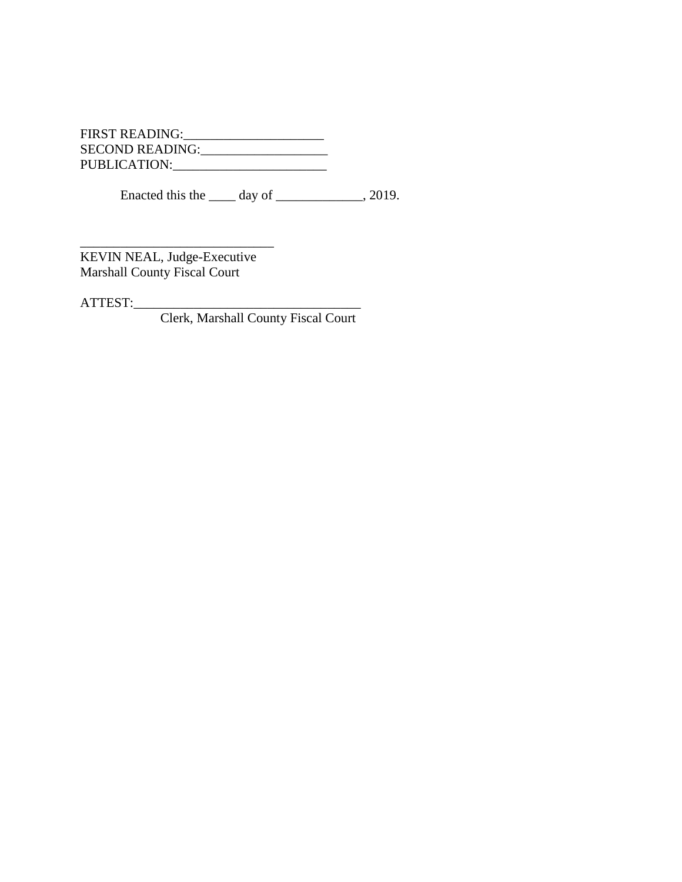FIRST READING:_____________________
SECOND READING:___________________
PUBLICATION:_______________________

Enacted this the ____ day of _____________, 2019.

_____________________________
KEVIN NEAL, Judge-Executive
Marshall County Fiscal Court

ATTEST:__________________________________
Clerk, Marshall County Fiscal Court